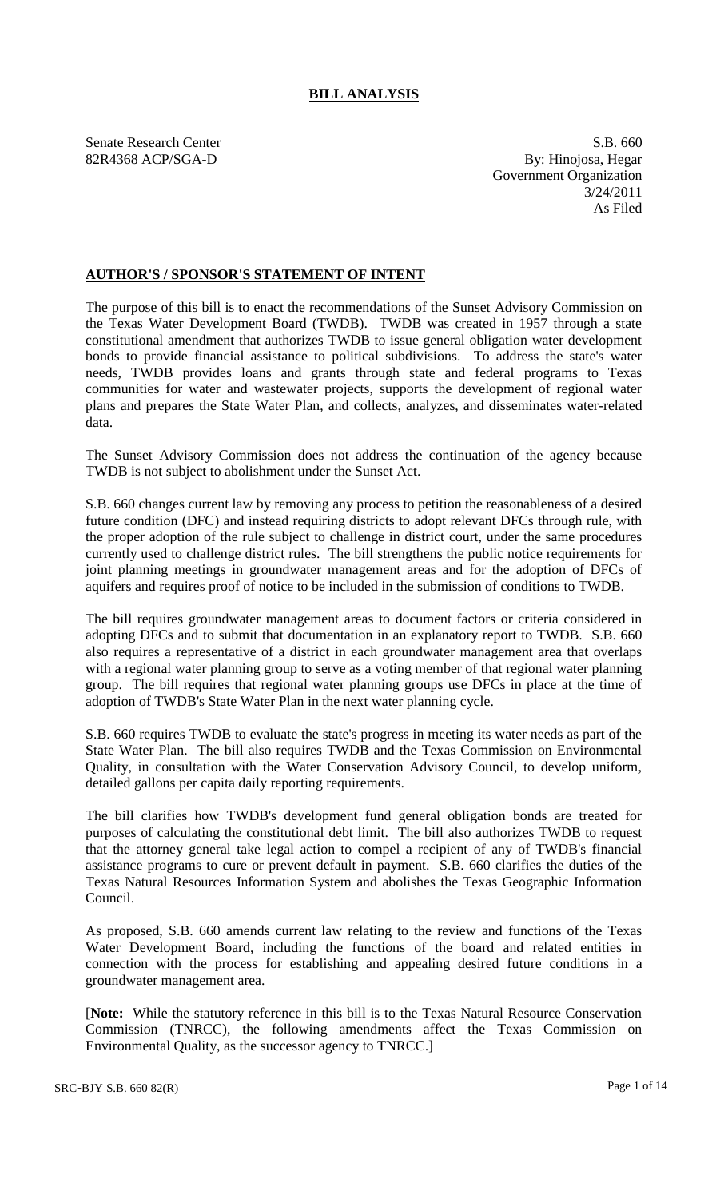# BILL ANALYSIS

Senate Research Center
82R4368 ACP/SGA-D

S.B. 660
By: Hinojosa, Hegar
Government Organization
3/24/2011
As Filed

## AUTHOR'S / SPONSOR'S STATEMENT OF INTENT

The purpose of this bill is to enact the recommendations of the Sunset Advisory Commission on the Texas Water Development Board (TWDB). TWDB was created in 1957 through a state constitutional amendment that authorizes TWDB to issue general obligation water development bonds to provide financial assistance to political subdivisions. To address the state's water needs, TWDB provides loans and grants through state and federal programs to Texas communities for water and wastewater projects, supports the development of regional water plans and prepares the State Water Plan, and collects, analyzes, and disseminates water-related data.

The Sunset Advisory Commission does not address the continuation of the agency because TWDB is not subject to abolishment under the Sunset Act.

S.B. 660 changes current law by removing any process to petition the reasonableness of a desired future condition (DFC) and instead requiring districts to adopt relevant DFCs through rule, with the proper adoption of the rule subject to challenge in district court, under the same procedures currently used to challenge district rules. The bill strengthens the public notice requirements for joint planning meetings in groundwater management areas and for the adoption of DFCs of aquifers and requires proof of notice to be included in the submission of conditions to TWDB.

The bill requires groundwater management areas to document factors or criteria considered in adopting DFCs and to submit that documentation in an explanatory report to TWDB. S.B. 660 also requires a representative of a district in each groundwater management area that overlaps with a regional water planning group to serve as a voting member of that regional water planning group. The bill requires that regional water planning groups use DFCs in place at the time of adoption of TWDB's State Water Plan in the next water planning cycle.

S.B. 660 requires TWDB to evaluate the state's progress in meeting its water needs as part of the State Water Plan. The bill also requires TWDB and the Texas Commission on Environmental Quality, in consultation with the Water Conservation Advisory Council, to develop uniform, detailed gallons per capita daily reporting requirements.

The bill clarifies how TWDB's development fund general obligation bonds are treated for purposes of calculating the constitutional debt limit. The bill also authorizes TWDB to request that the attorney general take legal action to compel a recipient of any of TWDB's financial assistance programs to cure or prevent default in payment. S.B. 660 clarifies the duties of the Texas Natural Resources Information System and abolishes the Texas Geographic Information Council.

As proposed, S.B. 660 amends current law relating to the review and functions of the Texas Water Development Board, including the functions of the board and related entities in connection with the process for establishing and appealing desired future conditions in a groundwater management area.

[**Note:** While the statutory reference in this bill is to the Texas Natural Resource Conservation Commission (TNRCC), the following amendments affect the Texas Commission on Environmental Quality, as the successor agency to TNRCC.]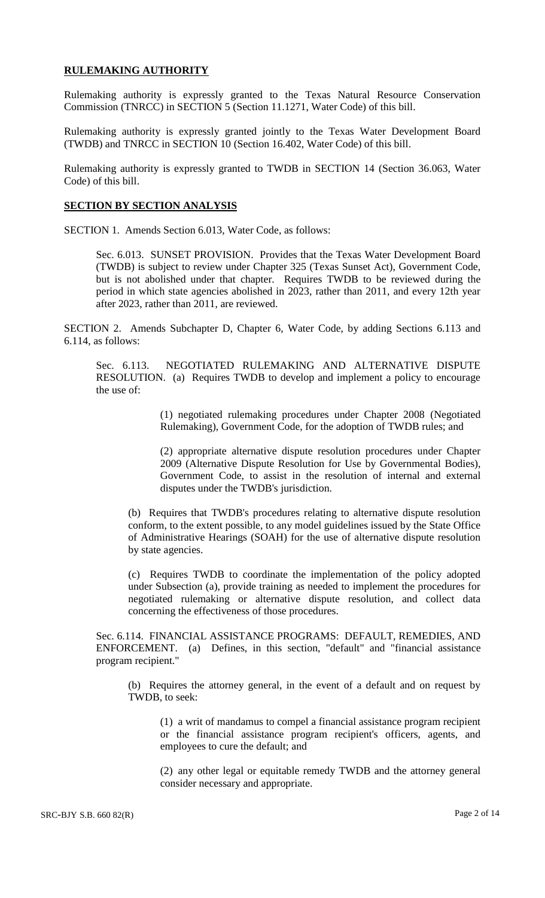## **RULEMAKING AUTHORITY**

Rulemaking authority is expressly granted to the Texas Natural Resource Conservation Commission (TNRCC) in SECTION 5 (Section 11.1271, Water Code) of this bill.

Rulemaking authority is expressly granted jointly to the Texas Water Development Board (TWDB) and TNRCC in SECTION 10 (Section 16.402, Water Code) of this bill.

Rulemaking authority is expressly granted to TWDB in SECTION 14 (Section 36.063, Water Code) of this bill.

## **SECTION BY SECTION ANALYSIS**

SECTION 1. Amends Section 6.013, Water Code, as follows:

Sec. 6.013. SUNSET PROVISION. Provides that the Texas Water Development Board (TWDB) is subject to review under Chapter 325 (Texas Sunset Act), Government Code, but is not abolished under that chapter. Requires TWDB to be reviewed during the period in which state agencies abolished in 2023, rather than 2011, and every 12th year after 2023, rather than 2011, are reviewed.

SECTION 2. Amends Subchapter D, Chapter 6, Water Code, by adding Sections 6.113 and 6.114, as follows:

Sec. 6.113. NEGOTIATED RULEMAKING AND ALTERNATIVE DISPUTE RESOLUTION. (a) Requires TWDB to develop and implement a policy to encourage the use of:

(1) negotiated rulemaking procedures under Chapter 2008 (Negotiated Rulemaking), Government Code, for the adoption of TWDB rules; and

(2) appropriate alternative dispute resolution procedures under Chapter 2009 (Alternative Dispute Resolution for Use by Governmental Bodies), Government Code, to assist in the resolution of internal and external disputes under the TWDB's jurisdiction.

(b) Requires that TWDB's procedures relating to alternative dispute resolution conform, to the extent possible, to any model guidelines issued by the State Office of Administrative Hearings (SOAH) for the use of alternative dispute resolution by state agencies.

(c) Requires TWDB to coordinate the implementation of the policy adopted under Subsection (a), provide training as needed to implement the procedures for negotiated rulemaking or alternative dispute resolution, and collect data concerning the effectiveness of those procedures.

Sec. 6.114. FINANCIAL ASSISTANCE PROGRAMS: DEFAULT, REMEDIES, AND ENFORCEMENT. (a) Defines, in this section, "default" and "financial assistance program recipient."

(b) Requires the attorney general, in the event of a default and on request by TWDB, to seek:

(1) a writ of mandamus to compel a financial assistance program recipient or the financial assistance program recipient's officers, agents, and employees to cure the default; and

(2) any other legal or equitable remedy TWDB and the attorney general consider necessary and appropriate.

SRC-BJY S.B. 660 82(R)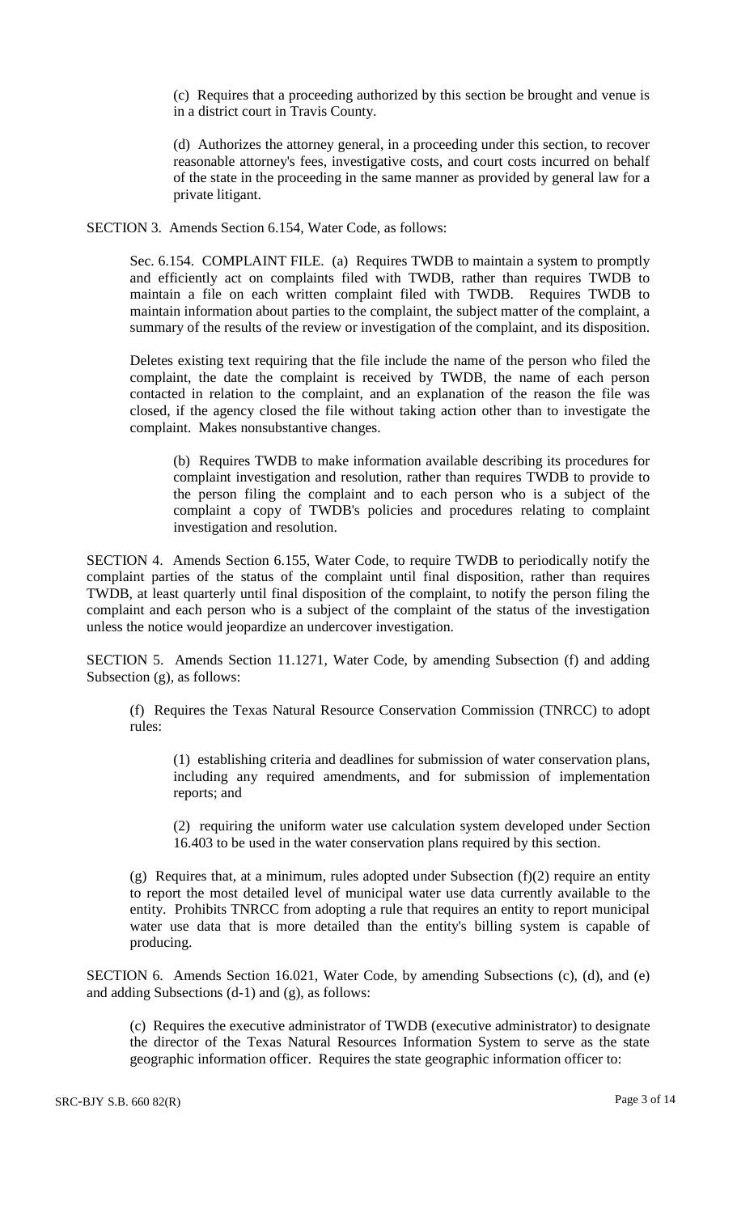(c) Requires that a proceeding authorized by this section be brought and venue is in a district court in Travis County.

(d) Authorizes the attorney general, in a proceeding under this section, to recover reasonable attorney's fees, investigative costs, and court costs incurred on behalf of the state in the proceeding in the same manner as provided by general law for a private litigant.

SECTION 3. Amends Section 6.154, Water Code, as follows:

Sec. 6.154. COMPLAINT FILE. (a) Requires TWDB to maintain a system to promptly and efficiently act on complaints filed with TWDB, rather than requires TWDB to maintain a file on each written complaint filed with TWDB. Requires TWDB to maintain information about parties to the complaint, the subject matter of the complaint, a summary of the results of the review or investigation of the complaint, and its disposition.

Deletes existing text requiring that the file include the name of the person who filed the complaint, the date the complaint is received by TWDB, the name of each person contacted in relation to the complaint, and an explanation of the reason the file was closed, if the agency closed the file without taking action other than to investigate the complaint. Makes nonsubstantive changes.

(b) Requires TWDB to make information available describing its procedures for complaint investigation and resolution, rather than requires TWDB to provide to the person filing the complaint and to each person who is a subject of the complaint a copy of TWDB's policies and procedures relating to complaint investigation and resolution.

SECTION 4. Amends Section 6.155, Water Code, to require TWDB to periodically notify the complaint parties of the status of the complaint until final disposition, rather than requires TWDB, at least quarterly until final disposition of the complaint, to notify the person filing the complaint and each person who is a subject of the complaint of the status of the investigation unless the notice would jeopardize an undercover investigation.

SECTION 5. Amends Section 11.1271, Water Code, by amending Subsection (f) and adding Subsection (g), as follows:

(f) Requires the Texas Natural Resource Conservation Commission (TNRCC) to adopt rules:

(1) establishing criteria and deadlines for submission of water conservation plans, including any required amendments, and for submission of implementation reports; and

(2) requiring the uniform water use calculation system developed under Section 16.403 to be used in the water conservation plans required by this section.

(g) Requires that, at a minimum, rules adopted under Subsection (f)(2) require an entity to report the most detailed level of municipal water use data currently available to the entity. Prohibits TNRCC from adopting a rule that requires an entity to report municipal water use data that is more detailed than the entity's billing system is capable of producing.

SECTION 6. Amends Section 16.021, Water Code, by amending Subsections (c), (d), and (e) and adding Subsections (d-1) and (g), as follows:

(c) Requires the executive administrator of TWDB (executive administrator) to designate the director of the Texas Natural Resources Information System to serve as the state geographic information officer. Requires the state geographic information officer to: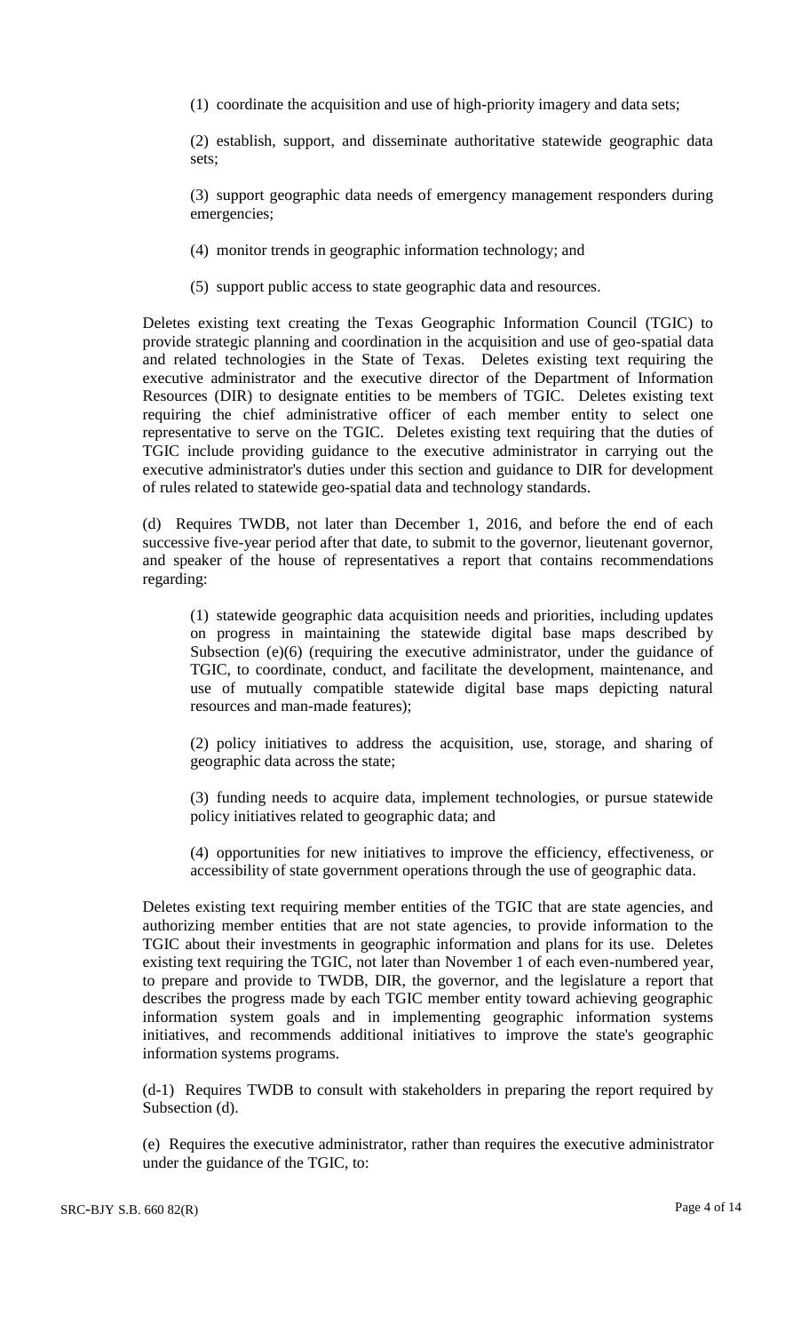(1) coordinate the acquisition and use of high-priority imagery and data sets;

(2) establish, support, and disseminate authoritative statewide geographic data sets;

(3) support geographic data needs of emergency management responders during emergencies;

(4) monitor trends in geographic information technology; and

(5) support public access to state geographic data and resources.

Deletes existing text creating the Texas Geographic Information Council (TGIC) to provide strategic planning and coordination in the acquisition and use of geo-spatial data and related technologies in the State of Texas. Deletes existing text requiring the executive administrator and the executive director of the Department of Information Resources (DIR) to designate entities to be members of TGIC. Deletes existing text requiring the chief administrative officer of each member entity to select one representative to serve on the TGIC. Deletes existing text requiring that the duties of TGIC include providing guidance to the executive administrator in carrying out the executive administrator's duties under this section and guidance to DIR for development of rules related to statewide geo-spatial data and technology standards.

(d) Requires TWDB, not later than December 1, 2016, and before the end of each successive five-year period after that date, to submit to the governor, lieutenant governor, and speaker of the house of representatives a report that contains recommendations regarding:

(1) statewide geographic data acquisition needs and priorities, including updates on progress in maintaining the statewide digital base maps described by Subsection (e)(6) (requiring the executive administrator, under the guidance of TGIC, to coordinate, conduct, and facilitate the development, maintenance, and use of mutually compatible statewide digital base maps depicting natural resources and man-made features);

(2) policy initiatives to address the acquisition, use, storage, and sharing of geographic data across the state;

(3) funding needs to acquire data, implement technologies, or pursue statewide policy initiatives related to geographic data; and

(4) opportunities for new initiatives to improve the efficiency, effectiveness, or accessibility of state government operations through the use of geographic data.

Deletes existing text requiring member entities of the TGIC that are state agencies, and authorizing member entities that are not state agencies, to provide information to the TGIC about their investments in geographic information and plans for its use. Deletes existing text requiring the TGIC, not later than November 1 of each even-numbered year, to prepare and provide to TWDB, DIR, the governor, and the legislature a report that describes the progress made by each TGIC member entity toward achieving geographic information system goals and in implementing geographic information systems initiatives, and recommends additional initiatives to improve the state's geographic information systems programs.

(d-1) Requires TWDB to consult with stakeholders in preparing the report required by Subsection (d).

(e) Requires the executive administrator, rather than requires the executive administrator under the guidance of the TGIC, to: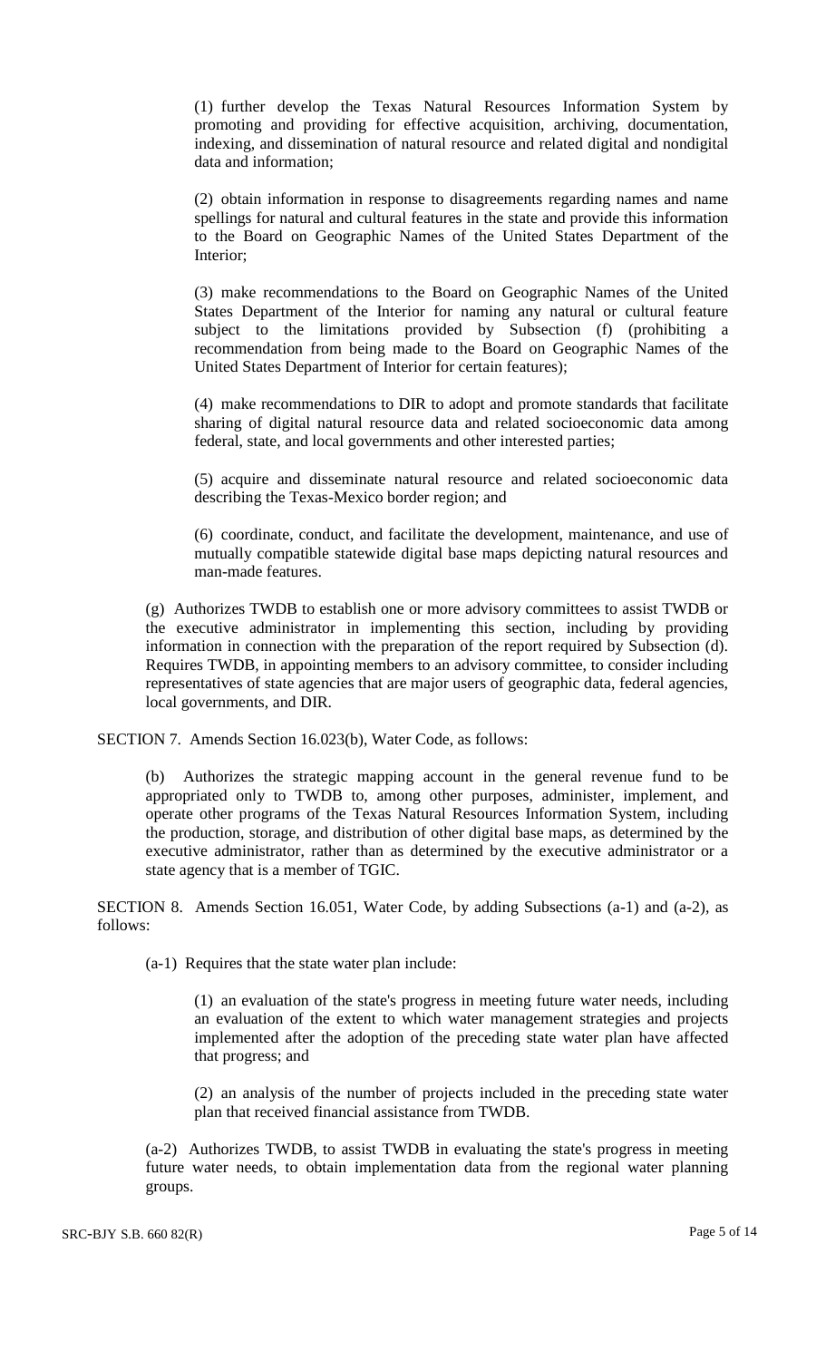(1) further develop the Texas Natural Resources Information System by promoting and providing for effective acquisition, archiving, documentation, indexing, and dissemination of natural resource and related digital and nondigital data and information;

(2) obtain information in response to disagreements regarding names and name spellings for natural and cultural features in the state and provide this information to the Board on Geographic Names of the United States Department of the Interior;

(3) make recommendations to the Board on Geographic Names of the United States Department of the Interior for naming any natural or cultural feature subject to the limitations provided by Subsection (f) (prohibiting a recommendation from being made to the Board on Geographic Names of the United States Department of Interior for certain features);

(4) make recommendations to DIR to adopt and promote standards that facilitate sharing of digital natural resource data and related socioeconomic data among federal, state, and local governments and other interested parties;

(5) acquire and disseminate natural resource and related socioeconomic data describing the Texas-Mexico border region; and

(6) coordinate, conduct, and facilitate the development, maintenance, and use of mutually compatible statewide digital base maps depicting natural resources and man-made features.

(g) Authorizes TWDB to establish one or more advisory committees to assist TWDB or the executive administrator in implementing this section, including by providing information in connection with the preparation of the report required by Subsection (d). Requires TWDB, in appointing members to an advisory committee, to consider including representatives of state agencies that are major users of geographic data, federal agencies, local governments, and DIR.

SECTION 7. Amends Section 16.023(b), Water Code, as follows:

(b) Authorizes the strategic mapping account in the general revenue fund to be appropriated only to TWDB to, among other purposes, administer, implement, and operate other programs of the Texas Natural Resources Information System, including the production, storage, and distribution of other digital base maps, as determined by the executive administrator, rather than as determined by the executive administrator or a state agency that is a member of TGIC.

SECTION 8. Amends Section 16.051, Water Code, by adding Subsections (a-1) and (a-2), as follows:

(a-1) Requires that the state water plan include:

(1) an evaluation of the state's progress in meeting future water needs, including an evaluation of the extent to which water management strategies and projects implemented after the adoption of the preceding state water plan have affected that progress; and

(2) an analysis of the number of projects included in the preceding state water plan that received financial assistance from TWDB.

(a-2) Authorizes TWDB, to assist TWDB in evaluating the state's progress in meeting future water needs, to obtain implementation data from the regional water planning groups.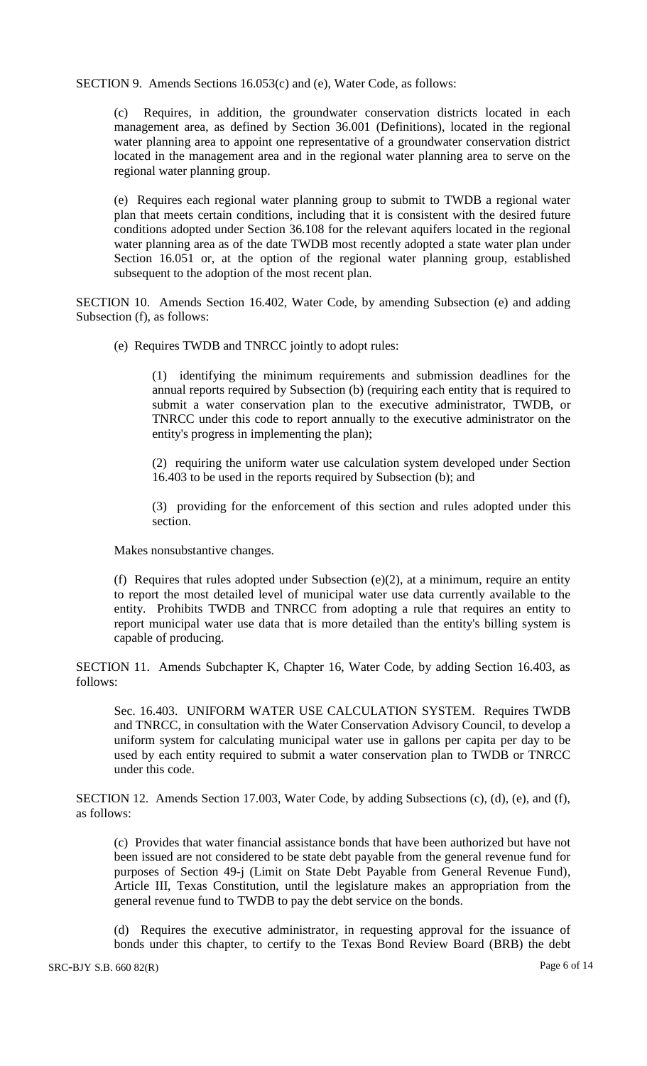SECTION 9. Amends Sections 16.053(c) and (e), Water Code, as follows:

(c) Requires, in addition, the groundwater conservation districts located in each management area, as defined by Section 36.001 (Definitions), located in the regional water planning area to appoint one representative of a groundwater conservation district located in the management area and in the regional water planning area to serve on the regional water planning group.

(e) Requires each regional water planning group to submit to TWDB a regional water plan that meets certain conditions, including that it is consistent with the desired future conditions adopted under Section 36.108 for the relevant aquifers located in the regional water planning area as of the date TWDB most recently adopted a state water plan under Section 16.051 or, at the option of the regional water planning group, established subsequent to the adoption of the most recent plan.

SECTION 10. Amends Section 16.402, Water Code, by amending Subsection (e) and adding Subsection (f), as follows:

(e) Requires TWDB and TNRCC jointly to adopt rules:

(1) identifying the minimum requirements and submission deadlines for the annual reports required by Subsection (b) (requiring each entity that is required to submit a water conservation plan to the executive administrator, TWDB, or TNRCC under this code to report annually to the executive administrator on the entity's progress in implementing the plan);

(2) requiring the uniform water use calculation system developed under Section 16.403 to be used in the reports required by Subsection (b); and

(3) providing for the enforcement of this section and rules adopted under this section.

Makes nonsubstantive changes.

(f) Requires that rules adopted under Subsection (e)(2), at a minimum, require an entity to report the most detailed level of municipal water use data currently available to the entity. Prohibits TWDB and TNRCC from adopting a rule that requires an entity to report municipal water use data that is more detailed than the entity's billing system is capable of producing.

SECTION 11. Amends Subchapter K, Chapter 16, Water Code, by adding Section 16.403, as follows:

Sec. 16.403. UNIFORM WATER USE CALCULATION SYSTEM. Requires TWDB and TNRCC, in consultation with the Water Conservation Advisory Council, to develop a uniform system for calculating municipal water use in gallons per capita per day to be used by each entity required to submit a water conservation plan to TWDB or TNRCC under this code.

SECTION 12. Amends Section 17.003, Water Code, by adding Subsections (c), (d), (e), and (f), as follows:

(c) Provides that water financial assistance bonds that have been authorized but have not been issued are not considered to be state debt payable from the general revenue fund for purposes of Section 49-j (Limit on State Debt Payable from General Revenue Fund), Article III, Texas Constitution, until the legislature makes an appropriation from the general revenue fund to TWDB to pay the debt service on the bonds.

(d) Requires the executive administrator, in requesting approval for the issuance of bonds under this chapter, to certify to the Texas Bond Review Board (BRB) the debt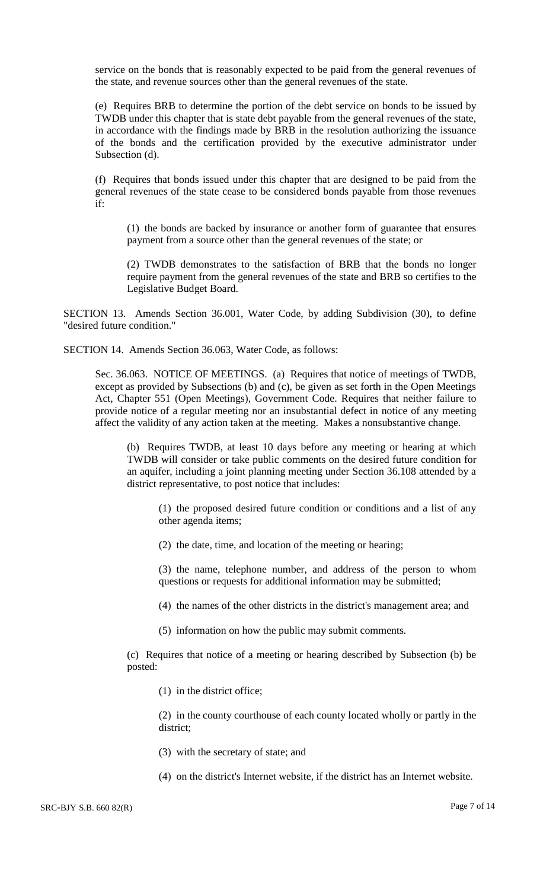service on the bonds that is reasonably expected to be paid from the general revenues of the state, and revenue sources other than the general revenues of the state.

(e) Requires BRB to determine the portion of the debt service on bonds to be issued by TWDB under this chapter that is state debt payable from the general revenues of the state, in accordance with the findings made by BRB in the resolution authorizing the issuance of the bonds and the certification provided by the executive administrator under Subsection (d).

(f) Requires that bonds issued under this chapter that are designed to be paid from the general revenues of the state cease to be considered bonds payable from those revenues if:

(1) the bonds are backed by insurance or another form of guarantee that ensures payment from a source other than the general revenues of the state; or

(2) TWDB demonstrates to the satisfaction of BRB that the bonds no longer require payment from the general revenues of the state and BRB so certifies to the Legislative Budget Board.

SECTION 13. Amends Section 36.001, Water Code, by adding Subdivision (30), to define "desired future condition."

SECTION 14. Amends Section 36.063, Water Code, as follows:

Sec. 36.063. NOTICE OF MEETINGS. (a) Requires that notice of meetings of TWDB, except as provided by Subsections (b) and (c), be given as set forth in the Open Meetings Act, Chapter 551 (Open Meetings), Government Code. Requires that neither failure to provide notice of a regular meeting nor an insubstantial defect in notice of any meeting affect the validity of any action taken at the meeting. Makes a nonsubstantive change.

(b) Requires TWDB, at least 10 days before any meeting or hearing at which TWDB will consider or take public comments on the desired future condition for an aquifer, including a joint planning meeting under Section 36.108 attended by a district representative, to post notice that includes:

(1) the proposed desired future condition or conditions and a list of any other agenda items;

(2) the date, time, and location of the meeting or hearing;

(3) the name, telephone number, and address of the person to whom questions or requests for additional information may be submitted;

(4) the names of the other districts in the district's management area; and

(5) information on how the public may submit comments.

(c) Requires that notice of a meeting or hearing described by Subsection (b) be posted:

(1) in the district office;

(2) in the county courthouse of each county located wholly or partly in the district;

(3) with the secretary of state; and

(4) on the district's Internet website, if the district has an Internet website.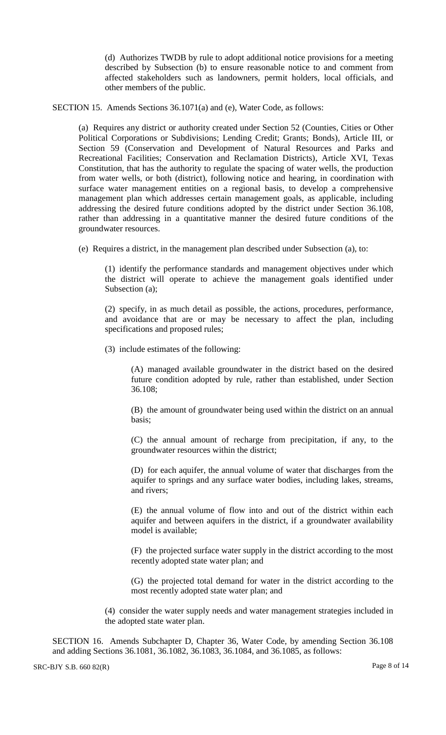(d) Authorizes TWDB by rule to adopt additional notice provisions for a meeting described by Subsection (b) to ensure reasonable notice to and comment from affected stakeholders such as landowners, permit holders, local officials, and other members of the public.

SECTION 15. Amends Sections 36.1071(a) and (e), Water Code, as follows:

(a) Requires any district or authority created under Section 52 (Counties, Cities or Other Political Corporations or Subdivisions; Lending Credit; Grants; Bonds), Article III, or Section 59 (Conservation and Development of Natural Resources and Parks and Recreational Facilities; Conservation and Reclamation Districts), Article XVI, Texas Constitution, that has the authority to regulate the spacing of water wells, the production from water wells, or both (district), following notice and hearing, in coordination with surface water management entities on a regional basis, to develop a comprehensive management plan which addresses certain management goals, as applicable, including addressing the desired future conditions adopted by the district under Section 36.108, rather than addressing in a quantitative manner the desired future conditions of the groundwater resources.

(e) Requires a district, in the management plan described under Subsection (a), to:

(1) identify the performance standards and management objectives under which the district will operate to achieve the management goals identified under Subsection (a);

(2) specify, in as much detail as possible, the actions, procedures, performance, and avoidance that are or may be necessary to affect the plan, including specifications and proposed rules;

(3) include estimates of the following:

(A) managed available groundwater in the district based on the desired future condition adopted by rule, rather than established, under Section 36.108;

(B) the amount of groundwater being used within the district on an annual basis;

(C) the annual amount of recharge from precipitation, if any, to the groundwater resources within the district;

(D) for each aquifer, the annual volume of water that discharges from the aquifer to springs and any surface water bodies, including lakes, streams, and rivers;

(E) the annual volume of flow into and out of the district within each aquifer and between aquifers in the district, if a groundwater availability model is available;

(F) the projected surface water supply in the district according to the most recently adopted state water plan; and

(G) the projected total demand for water in the district according to the most recently adopted state water plan; and

(4) consider the water supply needs and water management strategies included in the adopted state water plan.

SECTION 16. Amends Subchapter D, Chapter 36, Water Code, by amending Section 36.108 and adding Sections 36.1081, 36.1082, 36.1083, 36.1084, and 36.1085, as follows:

SRC-BJY S.B. 660 82(R)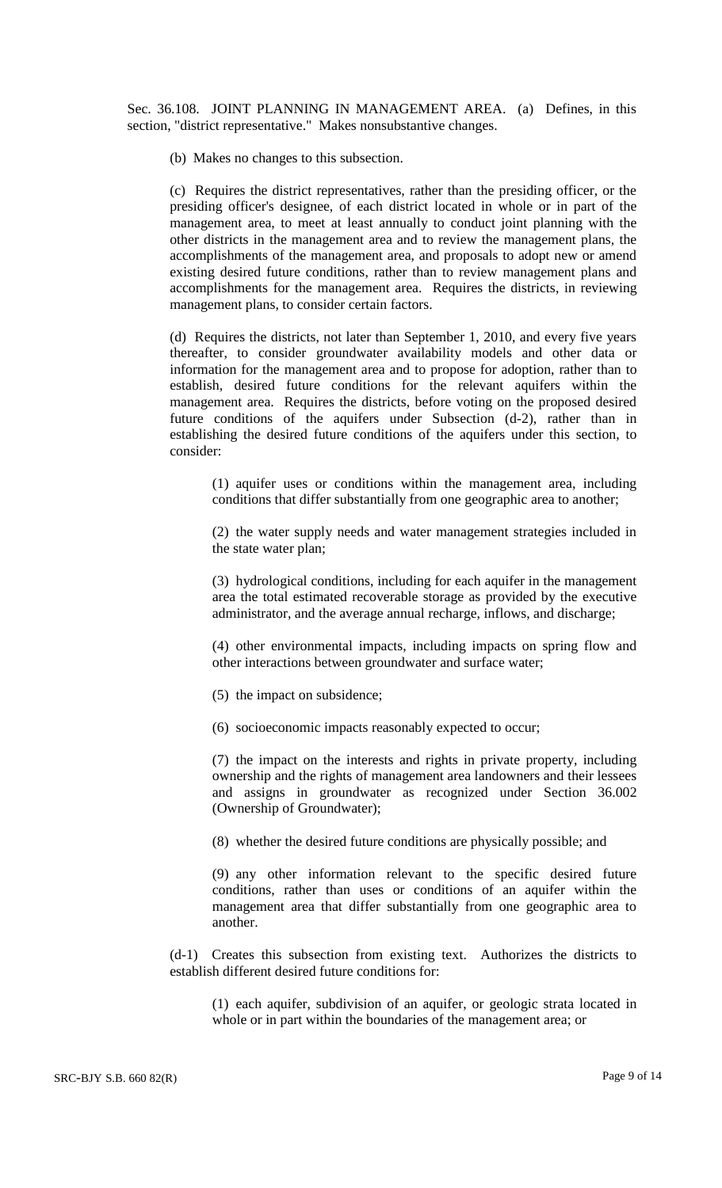Sec. 36.108. JOINT PLANNING IN MANAGEMENT AREA. (a) Defines, in this section, "district representative." Makes nonsubstantive changes.

(b) Makes no changes to this subsection.

(c) Requires the district representatives, rather than the presiding officer, or the presiding officer's designee, of each district located in whole or in part of the management area, to meet at least annually to conduct joint planning with the other districts in the management area and to review the management plans, the accomplishments of the management area, and proposals to adopt new or amend existing desired future conditions, rather than to review management plans and accomplishments for the management area. Requires the districts, in reviewing management plans, to consider certain factors.

(d) Requires the districts, not later than September 1, 2010, and every five years thereafter, to consider groundwater availability models and other data or information for the management area and to propose for adoption, rather than to establish, desired future conditions for the relevant aquifers within the management area. Requires the districts, before voting on the proposed desired future conditions of the aquifers under Subsection (d-2), rather than in establishing the desired future conditions of the aquifers under this section, to consider:

(1) aquifer uses or conditions within the management area, including conditions that differ substantially from one geographic area to another;

(2) the water supply needs and water management strategies included in the state water plan;

(3) hydrological conditions, including for each aquifer in the management area the total estimated recoverable storage as provided by the executive administrator, and the average annual recharge, inflows, and discharge;

(4) other environmental impacts, including impacts on spring flow and other interactions between groundwater and surface water;

(5) the impact on subsidence;

(6) socioeconomic impacts reasonably expected to occur;

(7) the impact on the interests and rights in private property, including ownership and the rights of management area landowners and their lessees and assigns in groundwater as recognized under Section 36.002 (Ownership of Groundwater);

(8) whether the desired future conditions are physically possible; and

(9) any other information relevant to the specific desired future conditions, rather than uses or conditions of an aquifer within the management area that differ substantially from one geographic area to another.

(d-1) Creates this subsection from existing text. Authorizes the districts to establish different desired future conditions for:

(1) each aquifer, subdivision of an aquifer, or geologic strata located in whole or in part within the boundaries of the management area; or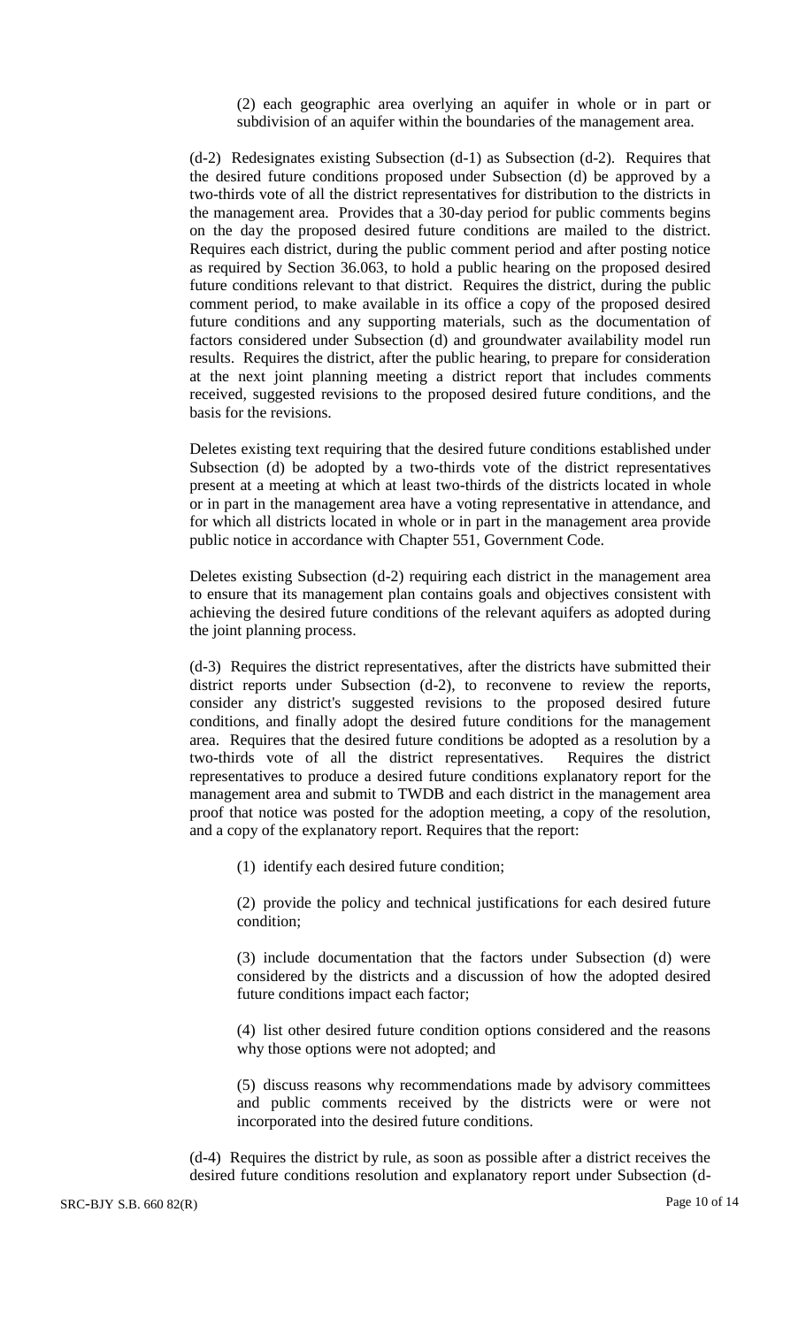(2) each geographic area overlying an aquifer in whole or in part or subdivision of an aquifer within the boundaries of the management area.

(d-2) Redesignates existing Subsection (d-1) as Subsection (d-2). Requires that the desired future conditions proposed under Subsection (d) be approved by a two-thirds vote of all the district representatives for distribution to the districts in the management area. Provides that a 30-day period for public comments begins on the day the proposed desired future conditions are mailed to the district. Requires each district, during the public comment period and after posting notice as required by Section 36.063, to hold a public hearing on the proposed desired future conditions relevant to that district. Requires the district, during the public comment period, to make available in its office a copy of the proposed desired future conditions and any supporting materials, such as the documentation of factors considered under Subsection (d) and groundwater availability model run results. Requires the district, after the public hearing, to prepare for consideration at the next joint planning meeting a district report that includes comments received, suggested revisions to the proposed desired future conditions, and the basis for the revisions.

Deletes existing text requiring that the desired future conditions established under Subsection (d) be adopted by a two-thirds vote of the district representatives present at a meeting at which at least two-thirds of the districts located in whole or in part in the management area have a voting representative in attendance, and for which all districts located in whole or in part in the management area provide public notice in accordance with Chapter 551, Government Code.

Deletes existing Subsection (d-2) requiring each district in the management area to ensure that its management plan contains goals and objectives consistent with achieving the desired future conditions of the relevant aquifers as adopted during the joint planning process.

(d-3) Requires the district representatives, after the districts have submitted their district reports under Subsection (d-2), to reconvene to review the reports, consider any district's suggested revisions to the proposed desired future conditions, and finally adopt the desired future conditions for the management area. Requires that the desired future conditions be adopted as a resolution by a two-thirds vote of all the district representatives. Requires the district representatives to produce a desired future conditions explanatory report for the management area and submit to TWDB and each district in the management area proof that notice was posted for the adoption meeting, a copy of the resolution, and a copy of the explanatory report. Requires that the report:

(1) identify each desired future condition;

(2) provide the policy and technical justifications for each desired future condition;

(3) include documentation that the factors under Subsection (d) were considered by the districts and a discussion of how the adopted desired future conditions impact each factor;

(4) list other desired future condition options considered and the reasons why those options were not adopted; and

(5) discuss reasons why recommendations made by advisory committees and public comments received by the districts were or were not incorporated into the desired future conditions.

(d-4) Requires the district by rule, as soon as possible after a district receives the desired future conditions resolution and explanatory report under Subsection (d-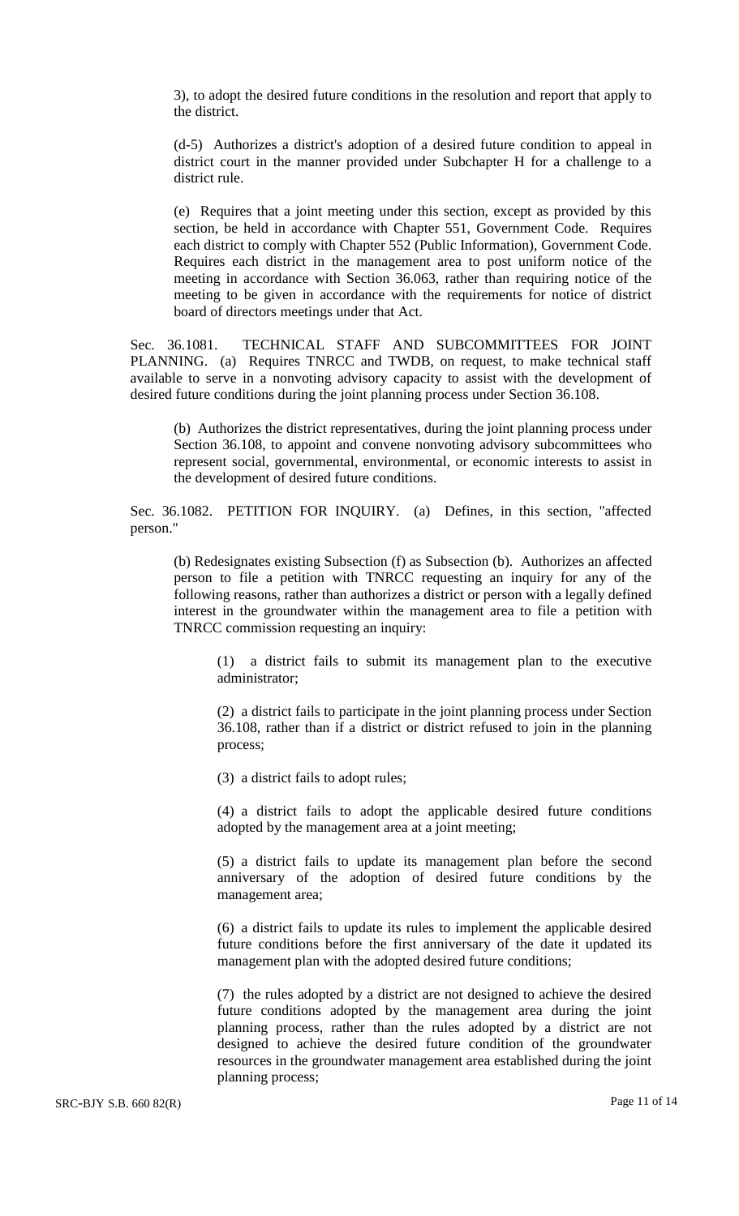3), to adopt the desired future conditions in the resolution and report that apply to the district.

(d-5) Authorizes a district's adoption of a desired future condition to appeal in district court in the manner provided under Subchapter H for a challenge to a district rule.

(e) Requires that a joint meeting under this section, except as provided by this section, be held in accordance with Chapter 551, Government Code. Requires each district to comply with Chapter 552 (Public Information), Government Code. Requires each district in the management area to post uniform notice of the meeting in accordance with Section 36.063, rather than requiring notice of the meeting to be given in accordance with the requirements for notice of district board of directors meetings under that Act.

Sec. 36.1081. TECHNICAL STAFF AND SUBCOMMITTEES FOR JOINT PLANNING. (a) Requires TNRCC and TWDB, on request, to make technical staff available to serve in a nonvoting advisory capacity to assist with the development of desired future conditions during the joint planning process under Section 36.108.

(b) Authorizes the district representatives, during the joint planning process under Section 36.108, to appoint and convene nonvoting advisory subcommittees who represent social, governmental, environmental, or economic interests to assist in the development of desired future conditions.

Sec. 36.1082. PETITION FOR INQUIRY. (a) Defines, in this section, "affected person."

(b) Redesignates existing Subsection (f) as Subsection (b). Authorizes an affected person to file a petition with TNRCC requesting an inquiry for any of the following reasons, rather than authorizes a district or person with a legally defined interest in the groundwater within the management area to file a petition with TNRCC commission requesting an inquiry:

(1) a district fails to submit its management plan to the executive administrator;

(2) a district fails to participate in the joint planning process under Section 36.108, rather than if a district or district refused to join in the planning process;

(3) a district fails to adopt rules;

(4) a district fails to adopt the applicable desired future conditions adopted by the management area at a joint meeting;

(5) a district fails to update its management plan before the second anniversary of the adoption of desired future conditions by the management area;

(6) a district fails to update its rules to implement the applicable desired future conditions before the first anniversary of the date it updated its management plan with the adopted desired future conditions;

(7) the rules adopted by a district are not designed to achieve the desired future conditions adopted by the management area during the joint planning process, rather than the rules adopted by a district are not designed to achieve the desired future condition of the groundwater resources in the groundwater management area established during the joint planning process;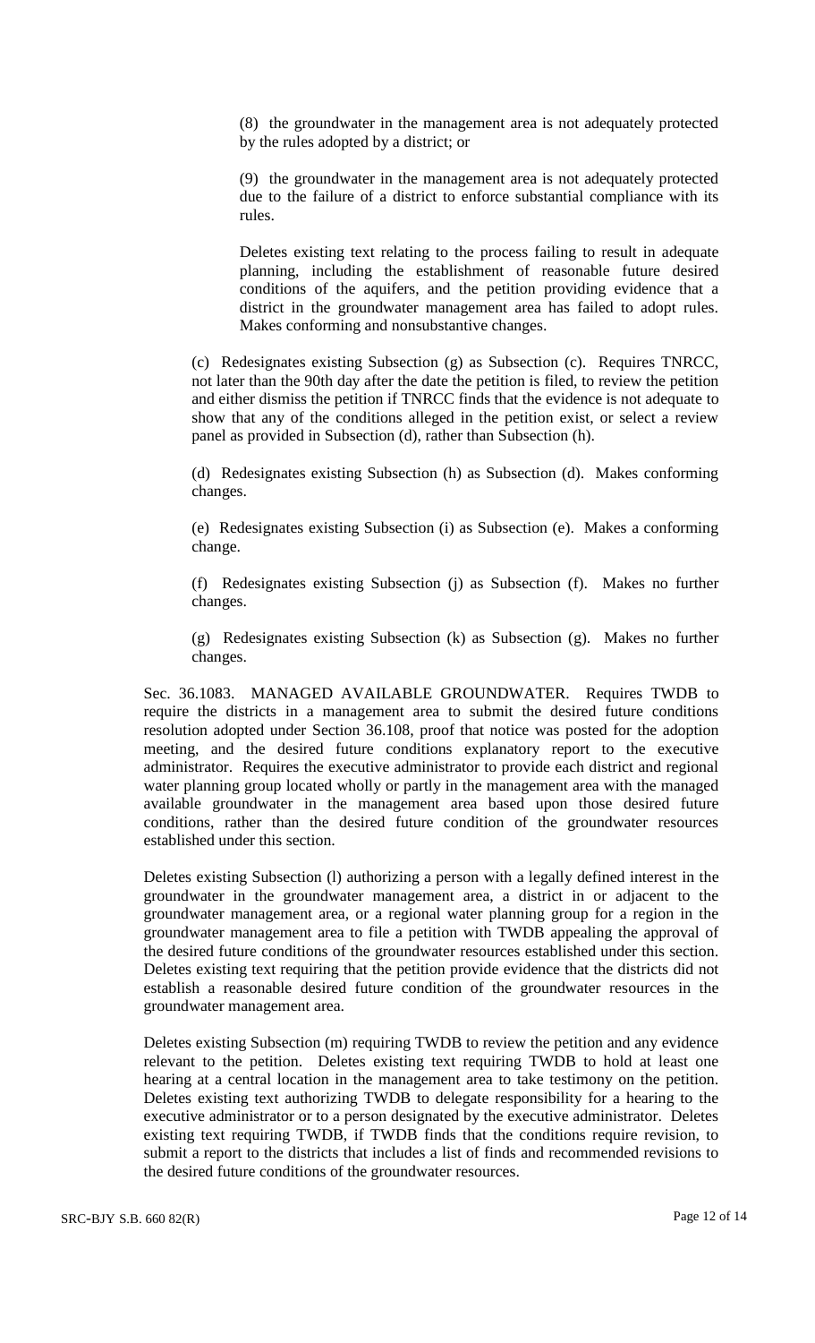(8) the groundwater in the management area is not adequately protected by the rules adopted by a district; or

(9) the groundwater in the management area is not adequately protected due to the failure of a district to enforce substantial compliance with its rules.

Deletes existing text relating to the process failing to result in adequate planning, including the establishment of reasonable future desired conditions of the aquifers, and the petition providing evidence that a district in the groundwater management area has failed to adopt rules. Makes conforming and nonsubstantive changes.

(c) Redesignates existing Subsection (g) as Subsection (c). Requires TNRCC, not later than the 90th day after the date the petition is filed, to review the petition and either dismiss the petition if TNRCC finds that the evidence is not adequate to show that any of the conditions alleged in the petition exist, or select a review panel as provided in Subsection (d), rather than Subsection (h).

(d) Redesignates existing Subsection (h) as Subsection (d). Makes conforming changes.

(e) Redesignates existing Subsection (i) as Subsection (e). Makes a conforming change.

(f) Redesignates existing Subsection (j) as Subsection (f). Makes no further changes.

(g) Redesignates existing Subsection (k) as Subsection (g). Makes no further changes.

Sec. 36.1083. MANAGED AVAILABLE GROUNDWATER. Requires TWDB to require the districts in a management area to submit the desired future conditions resolution adopted under Section 36.108, proof that notice was posted for the adoption meeting, and the desired future conditions explanatory report to the executive administrator. Requires the executive administrator to provide each district and regional water planning group located wholly or partly in the management area with the managed available groundwater in the management area based upon those desired future conditions, rather than the desired future condition of the groundwater resources established under this section.

Deletes existing Subsection (l) authorizing a person with a legally defined interest in the groundwater in the groundwater management area, a district in or adjacent to the groundwater management area, or a regional water planning group for a region in the groundwater management area to file a petition with TWDB appealing the approval of the desired future conditions of the groundwater resources established under this section. Deletes existing text requiring that the petition provide evidence that the districts did not establish a reasonable desired future condition of the groundwater resources in the groundwater management area.

Deletes existing Subsection (m) requiring TWDB to review the petition and any evidence relevant to the petition. Deletes existing text requiring TWDB to hold at least one hearing at a central location in the management area to take testimony on the petition. Deletes existing text authorizing TWDB to delegate responsibility for a hearing to the executive administrator or to a person designated by the executive administrator. Deletes existing text requiring TWDB, if TWDB finds that the conditions require revision, to submit a report to the districts that includes a list of finds and recommended revisions to the desired future conditions of the groundwater resources.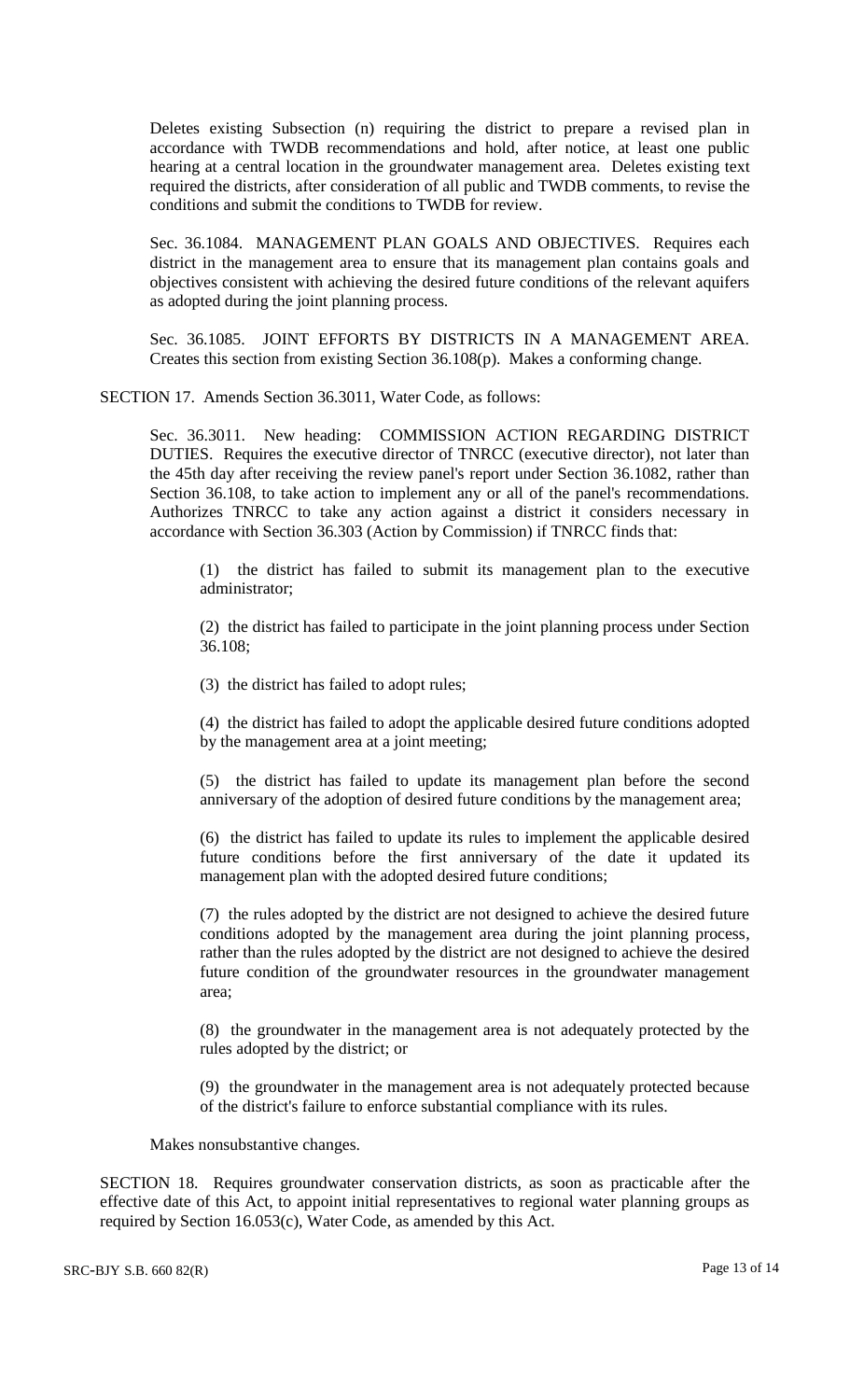Deletes existing Subsection (n) requiring the district to prepare a revised plan in accordance with TWDB recommendations and hold, after notice, at least one public hearing at a central location in the groundwater management area. Deletes existing text required the districts, after consideration of all public and TWDB comments, to revise the conditions and submit the conditions to TWDB for review.

Sec. 36.1084. MANAGEMENT PLAN GOALS AND OBJECTIVES. Requires each district in the management area to ensure that its management plan contains goals and objectives consistent with achieving the desired future conditions of the relevant aquifers as adopted during the joint planning process.

Sec. 36.1085. JOINT EFFORTS BY DISTRICTS IN A MANAGEMENT AREA. Creates this section from existing Section 36.108(p). Makes a conforming change.

SECTION 17. Amends Section 36.3011, Water Code, as follows:

Sec. 36.3011. New heading: COMMISSION ACTION REGARDING DISTRICT DUTIES. Requires the executive director of TNRCC (executive director), not later than the 45th day after receiving the review panel's report under Section 36.1082, rather than Section 36.108, to take action to implement any or all of the panel's recommendations. Authorizes TNRCC to take any action against a district it considers necessary in accordance with Section 36.303 (Action by Commission) if TNRCC finds that:

(1) the district has failed to submit its management plan to the executive administrator;

(2) the district has failed to participate in the joint planning process under Section 36.108;

(3) the district has failed to adopt rules;

(4) the district has failed to adopt the applicable desired future conditions adopted by the management area at a joint meeting;

(5) the district has failed to update its management plan before the second anniversary of the adoption of desired future conditions by the management area;

(6) the district has failed to update its rules to implement the applicable desired future conditions before the first anniversary of the date it updated its management plan with the adopted desired future conditions;

(7) the rules adopted by the district are not designed to achieve the desired future conditions adopted by the management area during the joint planning process, rather than the rules adopted by the district are not designed to achieve the desired future condition of the groundwater resources in the groundwater management area;

(8) the groundwater in the management area is not adequately protected by the rules adopted by the district; or

(9) the groundwater in the management area is not adequately protected because of the district's failure to enforce substantial compliance with its rules.

Makes nonsubstantive changes.

SECTION 18. Requires groundwater conservation districts, as soon as practicable after the effective date of this Act, to appoint initial representatives to regional water planning groups as required by Section 16.053(c), Water Code, as amended by this Act.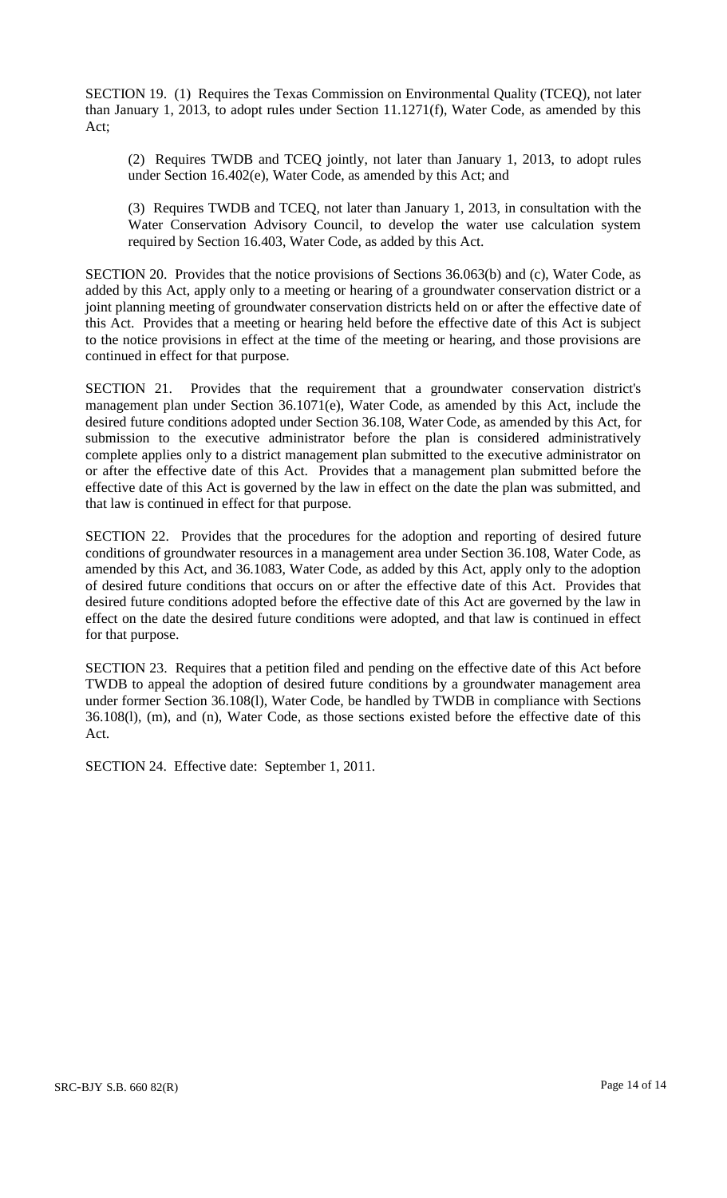SECTION 19. (1) Requires the Texas Commission on Environmental Quality (TCEQ), not later than January 1, 2013, to adopt rules under Section 11.1271(f), Water Code, as amended by this Act;

(2) Requires TWDB and TCEQ jointly, not later than January 1, 2013, to adopt rules under Section 16.402(e), Water Code, as amended by this Act; and

(3) Requires TWDB and TCEQ, not later than January 1, 2013, in consultation with the Water Conservation Advisory Council, to develop the water use calculation system required by Section 16.403, Water Code, as added by this Act.

SECTION 20. Provides that the notice provisions of Sections 36.063(b) and (c), Water Code, as added by this Act, apply only to a meeting or hearing of a groundwater conservation district or a joint planning meeting of groundwater conservation districts held on or after the effective date of this Act. Provides that a meeting or hearing held before the effective date of this Act is subject to the notice provisions in effect at the time of the meeting or hearing, and those provisions are continued in effect for that purpose.

SECTION 21. Provides that the requirement that a groundwater conservation district's management plan under Section 36.1071(e), Water Code, as amended by this Act, include the desired future conditions adopted under Section 36.108, Water Code, as amended by this Act, for submission to the executive administrator before the plan is considered administratively complete applies only to a district management plan submitted to the executive administrator on or after the effective date of this Act. Provides that a management plan submitted before the effective date of this Act is governed by the law in effect on the date the plan was submitted, and that law is continued in effect for that purpose.

SECTION 22. Provides that the procedures for the adoption and reporting of desired future conditions of groundwater resources in a management area under Section 36.108, Water Code, as amended by this Act, and 36.1083, Water Code, as added by this Act, apply only to the adoption of desired future conditions that occurs on or after the effective date of this Act. Provides that desired future conditions adopted before the effective date of this Act are governed by the law in effect on the date the desired future conditions were adopted, and that law is continued in effect for that purpose.

SECTION 23. Requires that a petition filed and pending on the effective date of this Act before TWDB to appeal the adoption of desired future conditions by a groundwater management area under former Section 36.108(l), Water Code, be handled by TWDB in compliance with Sections 36.108(l), (m), and (n), Water Code, as those sections existed before the effective date of this Act.

SECTION 24. Effective date: September 1, 2011.